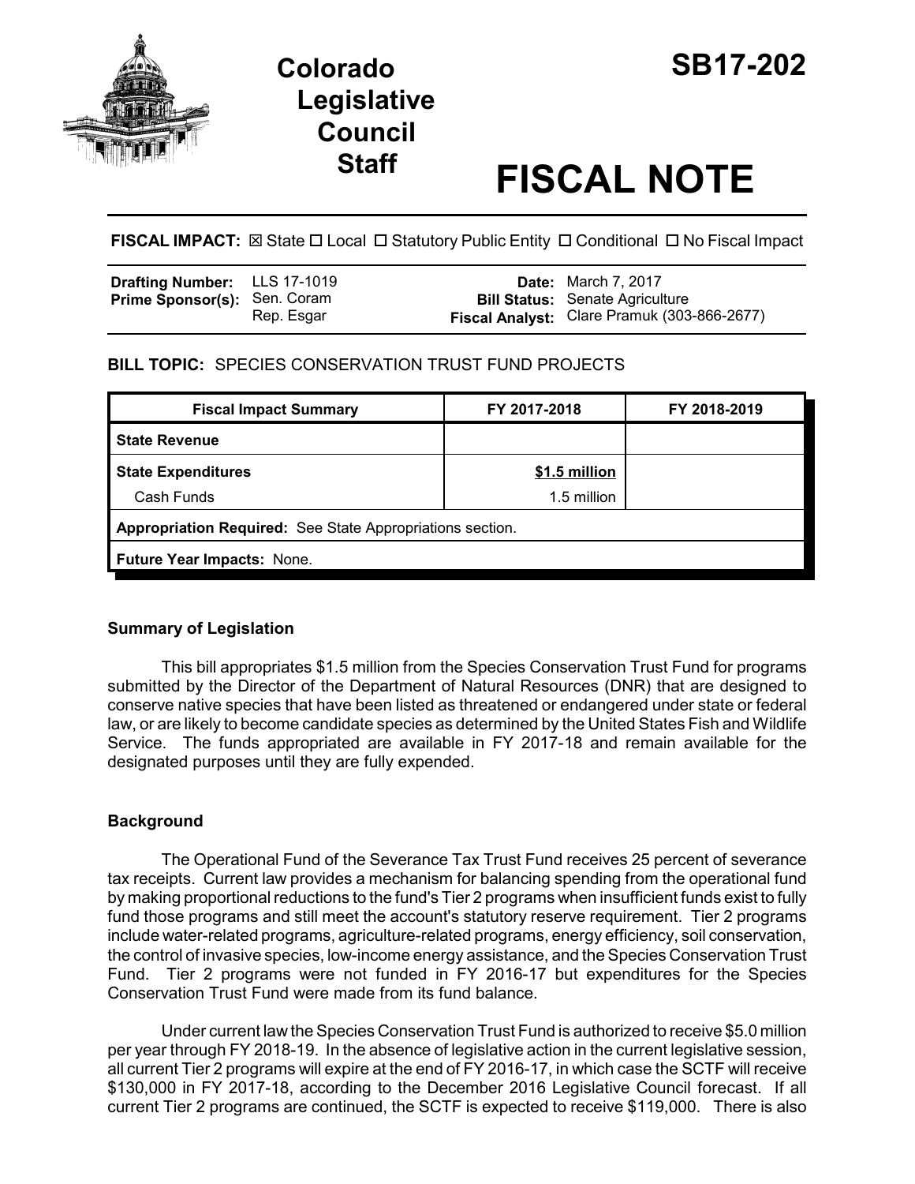# Colorado Legislative Council Staff

# SB17-202

# FISCAL NOTE

**FISCAL IMPACT:** ☒ State ☐ Local ☐ Statutory Public Entity ☐ Conditional ☐ No Fiscal Impact

| | | | |
|---|---|---|---|
| **Drafting Number:** | LLS 17-1019 | **Date:** | March 7, 2017 |
| **Prime Sponsor(s):** | Sen. Coram<br>Rep. Esgar | **Bill Status:** | Senate Agriculture |
| | | **Fiscal Analyst:** | Clare Pramuk (303-866-2677) |

**BILL TOPIC:** SPECIES CONSERVATION TRUST FUND PROJECTS

| Fiscal Impact Summary | FY 2017-2018 | FY 2018-2019 |
|---|---|---|
| **State Revenue** | | |
| **State Expenditures** | **$1.5 million** | |
| Cash Funds | 1.5 million | |
| **Appropriation Required:** See State Appropriations section. | | |
| **Future Year Impacts:** None. | | |

## Summary of Legislation

This bill appropriates $1.5 million from the Species Conservation Trust Fund for programs submitted by the Director of the Department of Natural Resources (DNR) that are designed to conserve native species that have been listed as threatened or endangered under state or federal law, or are likely to become candidate species as determined by the United States Fish and Wildlife Service. The funds appropriated are available in FY 2017-18 and remain available for the designated purposes until they are fully expended.

## Background

The Operational Fund of the Severance Tax Trust Fund receives 25 percent of severance tax receipts. Current law provides a mechanism for balancing spending from the operational fund by making proportional reductions to the fund's Tier 2 programs when insufficient funds exist to fully fund those programs and still meet the account's statutory reserve requirement. Tier 2 programs include water-related programs, agriculture-related programs, energy efficiency, soil conservation, the control of invasive species, low-income energy assistance, and the Species Conservation Trust Fund. Tier 2 programs were not funded in FY 2016-17 but expenditures for the Species Conservation Trust Fund were made from its fund balance.

Under current law the Species Conservation Trust Fund is authorized to receive $5.0 million per year through FY 2018-19. In the absence of legislative action in the current legislative session, all current Tier 2 programs will expire at the end of FY 2016-17, in which case the SCTF will receive $130,000 in FY 2017-18, according to the December 2016 Legislative Council forecast. If all current Tier 2 programs are continued, the SCTF is expected to receive $119,000. There is also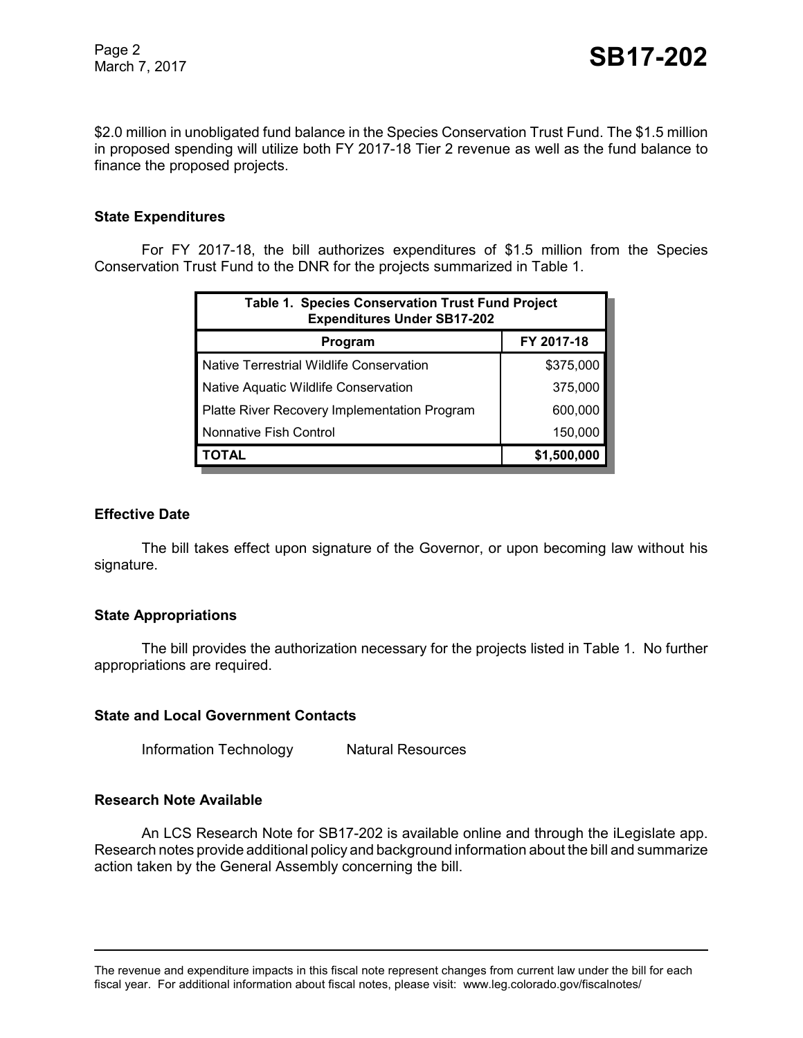$2.0 million in unobligated fund balance in the Species Conservation Trust Fund. The $1.5 million in proposed spending will utilize both FY 2017-18 Tier 2 revenue as well as the fund balance to finance the proposed projects.

### State Expenditures

For FY 2017-18, the bill authorizes expenditures of $1.5 million from the Species Conservation Trust Fund to the DNR for the projects summarized in Table 1.

**Table 1. Species Conservation Trust Fund Project Expenditures Under SB17-202**

| Program | FY 2017-18 |
|---|---|
| Native Terrestrial Wildlife Conservation | $375,000 |
| Native Aquatic Wildlife Conservation | 375,000 |
| Platte River Recovery Implementation Program | 600,000 |
| Nonnative Fish Control | 150,000 |
| **TOTAL** | **$1,500,000** |

### Effective Date

The bill takes effect upon signature of the Governor, or upon becoming law without his signature.

### State Appropriations

The bill provides the authorization necessary for the projects listed in Table 1. No further appropriations are required.

### State and Local Government Contacts

Information Technology          Natural Resources

### Research Note Available

An LCS Research Note for SB17-202 is available online and through the iLegislate app. Research notes provide additional policy and background information about the bill and summarize action taken by the General Assembly concerning the bill.

The revenue and expenditure impacts in this fiscal note represent changes from current law under the bill for each fiscal year. For additional information about fiscal notes, please visit: www.leg.colorado.gov/fiscalnotes/